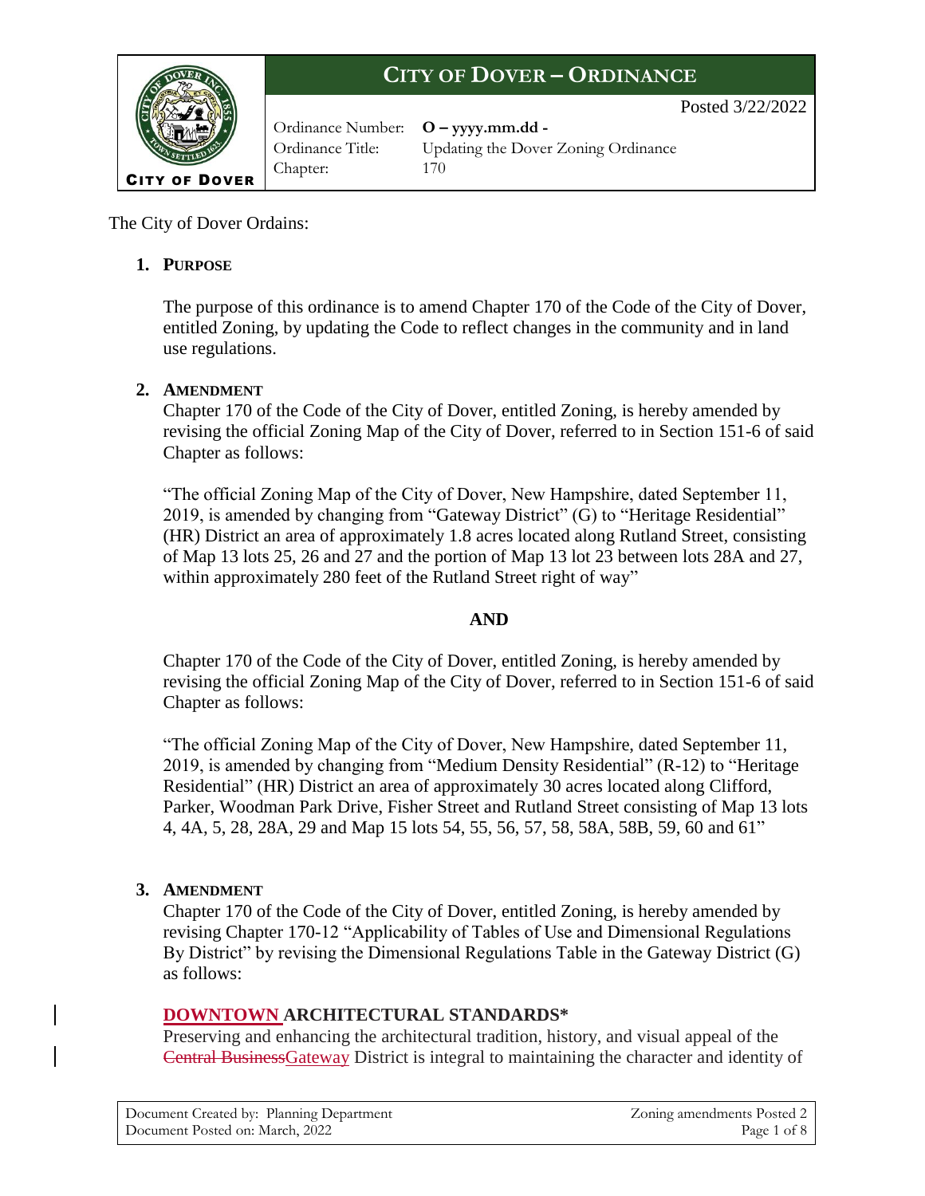# CITY OF DOVER – ORDINANCE

Posted 3/22/2022

Ordinance Number: **O – yyyy.mm.dd -**
Ordinance Title: Updating the Dover Zoning Ordinance
Chapter: 170

The City of Dover Ordains:

## 1. PURPOSE

The purpose of this ordinance is to amend Chapter 170 of the Code of the City of Dover, entitled Zoning, by updating the Code to reflect changes in the community and in land use regulations.

## 2. AMENDMENT

Chapter 170 of the Code of the City of Dover, entitled Zoning, is hereby amended by revising the official Zoning Map of the City of Dover, referred to in Section 151-6 of said Chapter as follows:

"The official Zoning Map of the City of Dover, New Hampshire, dated September 11, 2019, is amended by changing from "Gateway District" (G) to "Heritage Residential" (HR) District an area of approximately 1.8 acres located along Rutland Street, consisting of Map 13 lots 25, 26 and 27 and the portion of Map 13 lot 23 between lots 28A and 27, within approximately 280 feet of the Rutland Street right of way"

**AND**

Chapter 170 of the Code of the City of Dover, entitled Zoning, is hereby amended by revising the official Zoning Map of the City of Dover, referred to in Section 151-6 of said Chapter as follows:

"The official Zoning Map of the City of Dover, New Hampshire, dated September 11, 2019, is amended by changing from "Medium Density Residential" (R-12) to "Heritage Residential" (HR) District an area of approximately 30 acres located along Clifford, Parker, Woodman Park Drive, Fisher Street and Rutland Street consisting of Map 13 lots 4, 4A, 5, 28, 28A, 29 and Map 15 lots 54, 55, 56, 57, 58, 58A, 58B, 59, 60 and 61"

## 3. AMENDMENT

Chapter 170 of the Code of the City of Dover, entitled Zoning, is hereby amended by revising Chapter 170-12 "Applicability of Tables of Use and Dimensional Regulations By District" by revising the Dimensional Regulations Table in the Gateway District (G) as follows:

### DOWNTOWN ARCHITECTURAL STANDARDS*

Preserving and enhancing the architectural tradition, history, and visual appeal of the ~~Central Business~~Gateway District is integral to maintaining the character and identity of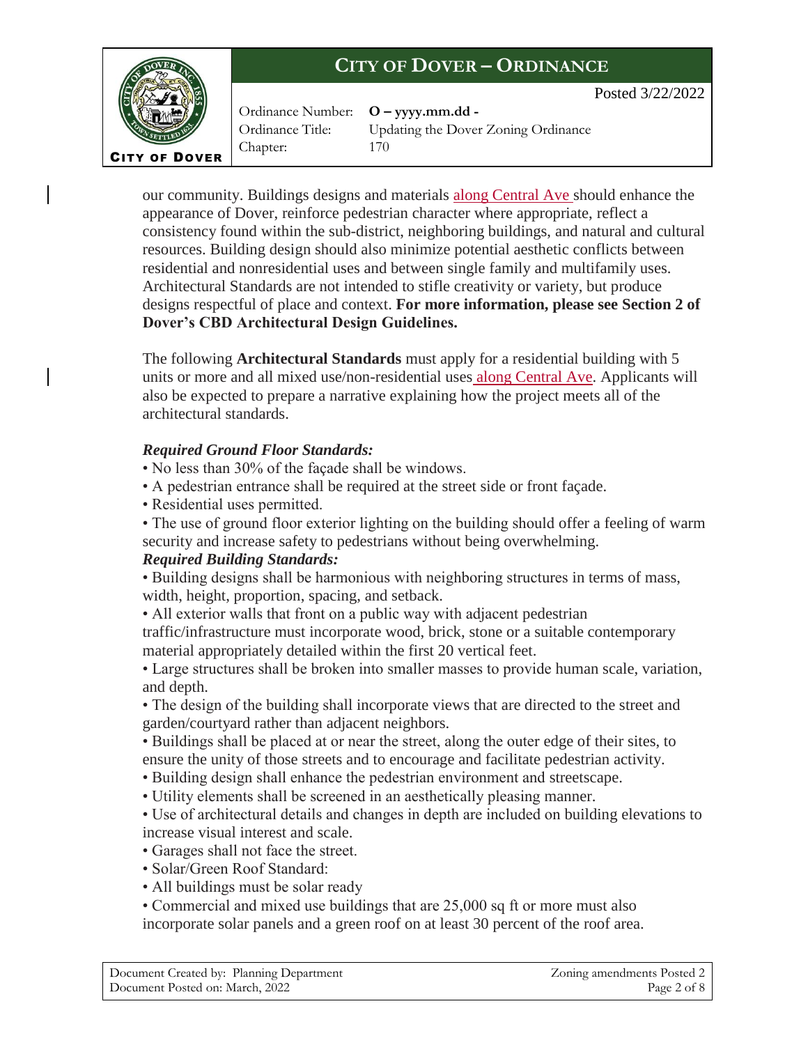our community. Buildings designs and materials along Central Ave should enhance the appearance of Dover, reinforce pedestrian character where appropriate, reflect a consistency found within the sub-district, neighboring buildings, and natural and cultural resources. Building design should also minimize potential aesthetic conflicts between residential and nonresidential uses and between single family and multifamily uses. Architectural Standards are not intended to stifle creativity or variety, but produce designs respectful of place and context. **For more information, please see Section 2 of Dover's CBD Architectural Design Guidelines.**

The following **Architectural Standards** must apply for a residential building with 5 units or more and all mixed use/non-residential uses along Central Ave. Applicants will also be expected to prepare a narrative explaining how the project meets all of the architectural standards.

***Required Ground Floor Standards:***

- No less than 30% of the façade shall be windows.
- A pedestrian entrance shall be required at the street side or front façade.
- Residential uses permitted.
- The use of ground floor exterior lighting on the building should offer a feeling of warm security and increase safety to pedestrians without being overwhelming.

***Required Building Standards:***

- Building designs shall be harmonious with neighboring structures in terms of mass, width, height, proportion, spacing, and setback.
- All exterior walls that front on a public way with adjacent pedestrian traffic/infrastructure must incorporate wood, brick, stone or a suitable contemporary material appropriately detailed within the first 20 vertical feet.
- Large structures shall be broken into smaller masses to provide human scale, variation, and depth.
- The design of the building shall incorporate views that are directed to the street and garden/courtyard rather than adjacent neighbors.
- Buildings shall be placed at or near the street, along the outer edge of their sites, to ensure the unity of those streets and to encourage and facilitate pedestrian activity.
- Building design shall enhance the pedestrian environment and streetscape.
- Utility elements shall be screened in an aesthetically pleasing manner.
- Use of architectural details and changes in depth are included on building elevations to increase visual interest and scale.
- Garages shall not face the street.
- Solar/Green Roof Standard:
- All buildings must be solar ready
- Commercial and mixed use buildings that are 25,000 sq ft or more must also incorporate solar panels and a green roof on at least 30 percent of the roof area.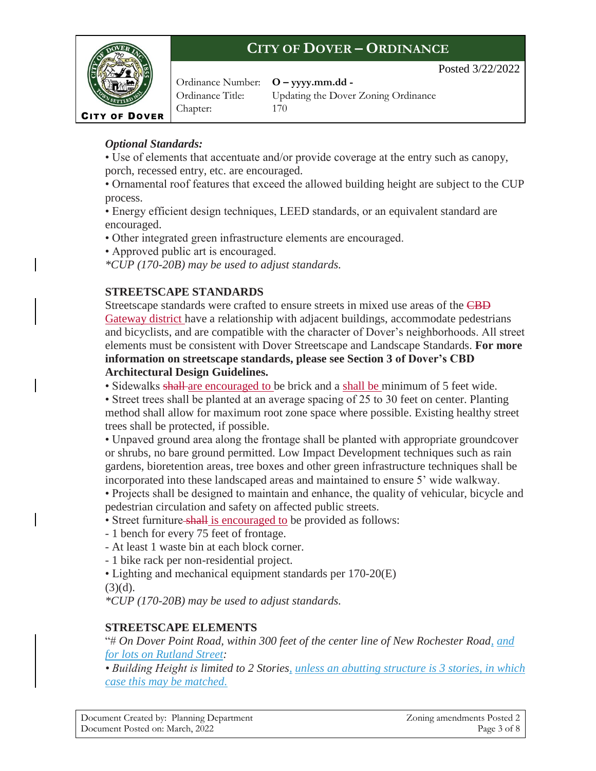*Optional Standards:*

• Use of elements that accentuate and/or provide coverage at the entry such as canopy, porch, recessed entry, etc. are encouraged.

• Ornamental roof features that exceed the allowed building height are subject to the CUP process.

• Energy efficient design techniques, LEED standards, or an equivalent standard are encouraged.

• Other integrated green infrastructure elements are encouraged.

• Approved public art is encouraged.

*\*CUP (170-20B) may be used to adjust standards.*

**STREETSCAPE STANDARDS**

Streetscape standards were crafted to ensure streets in mixed use areas of the ~~CBD~~ Gateway district have a relationship with adjacent buildings, accommodate pedestrians and bicyclists, and are compatible with the character of Dover's neighborhoods. All street elements must be consistent with Dover Streetscape and Landscape Standards. **For more information on streetscape standards, please see Section 3 of Dover's CBD Architectural Design Guidelines.**

• Sidewalks ~~shall~~ are encouraged to be brick and a shall be minimum of 5 feet wide.

• Street trees shall be planted at an average spacing of 25 to 30 feet on center. Planting method shall allow for maximum root zone space where possible. Existing healthy street trees shall be protected, if possible.

• Unpaved ground area along the frontage shall be planted with appropriate groundcover or shrubs, no bare ground permitted. Low Impact Development techniques such as rain gardens, bioretention areas, tree boxes and other green infrastructure techniques shall be incorporated into these landscaped areas and maintained to ensure 5' wide walkway.

• Projects shall be designed to maintain and enhance, the quality of vehicular, bicycle and pedestrian circulation and safety on affected public streets.

• Street furniture ~~shall~~ is encouraged to be provided as follows:

- 1 bench for every 75 feet of frontage.
- At least 1 waste bin at each block corner.
- 1 bike rack per non-residential project.

• Lighting and mechanical equipment standards per 170-20(E)(3)(d).

*\*CUP (170-20B) may be used to adjust standards.*

**STREETSCAPE ELEMENTS**

"# *On Dover Point Road, within 300 feet of the center line of New Rochester Road, and for lots on Rutland Street:*

*• Building Height is limited to 2 Stories, unless an abutting structure is 3 stories, in which case this may be matched.*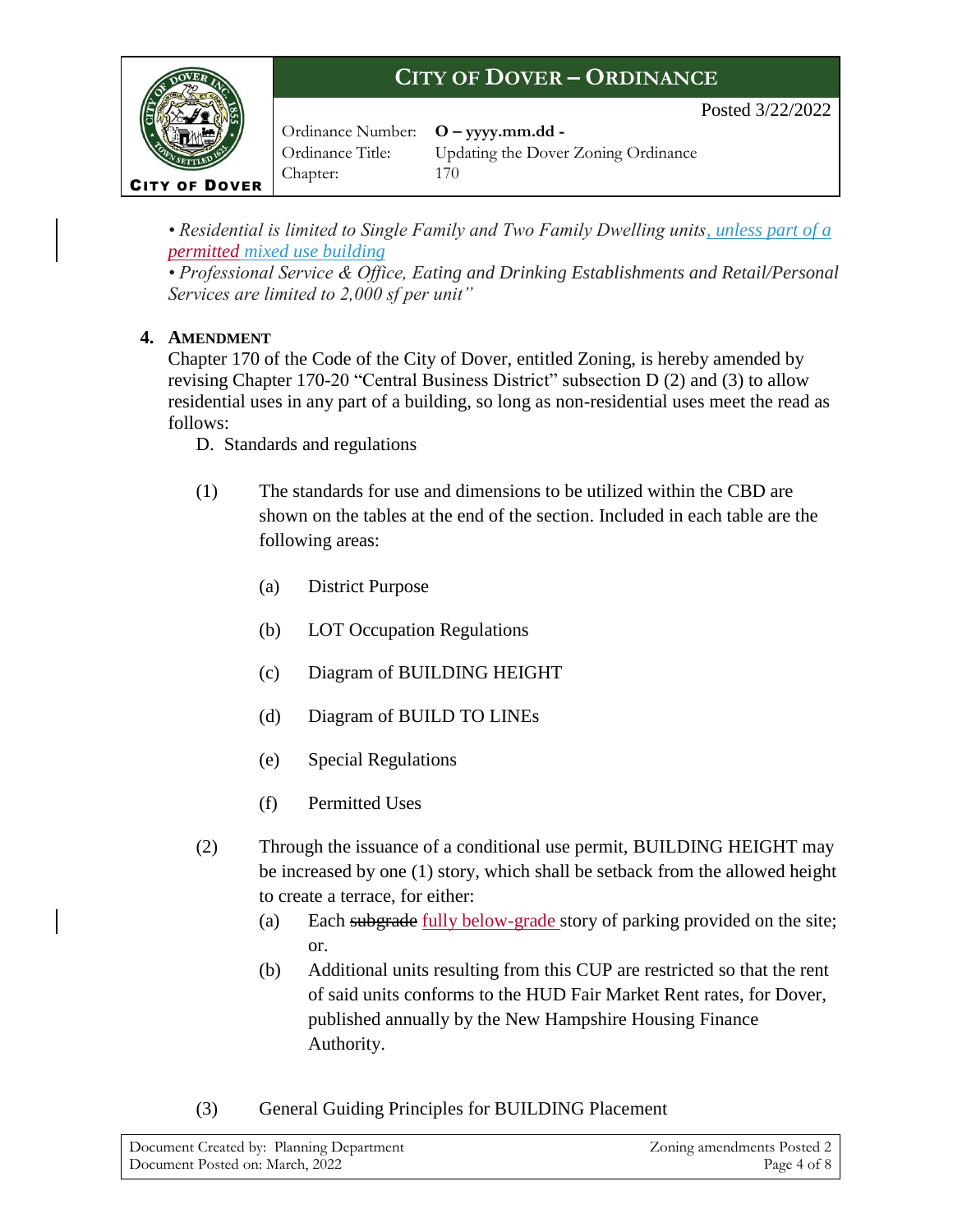*• Residential is limited to Single Family and Two Family Dwelling units, unless part of a permitted mixed use building*
*• Professional Service & Office, Eating and Drinking Establishments and Retail/Personal Services are limited to 2,000 sf per unit"*

4. **AMENDMENT**

Chapter 170 of the Code of the City of Dover, entitled Zoning, is hereby amended by revising Chapter 170-20 "Central Business District" subsection D (2) and (3) to allow residential uses in any part of a building, so long as non-residential uses meet the read as follows:

D. Standards and regulations

(1) The standards for use and dimensions to be utilized within the CBD are shown on the tables at the end of the section. Included in each table are the following areas:

(a) District Purpose

(b) LOT Occupation Regulations

(c) Diagram of BUILDING HEIGHT

(d) Diagram of BUILD TO LINEs

(e) Special Regulations

(f) Permitted Uses

(2) Through the issuance of a conditional use permit, BUILDING HEIGHT may be increased by one (1) story, which shall be setback from the allowed height to create a terrace, for either:

(a) Each ~~subgrade~~ fully below-grade story of parking provided on the site; or.

(b) Additional units resulting from this CUP are restricted so that the rent of said units conforms to the HUD Fair Market Rent rates, for Dover, published annually by the New Hampshire Housing Finance Authority.

(3) General Guiding Principles for BUILDING Placement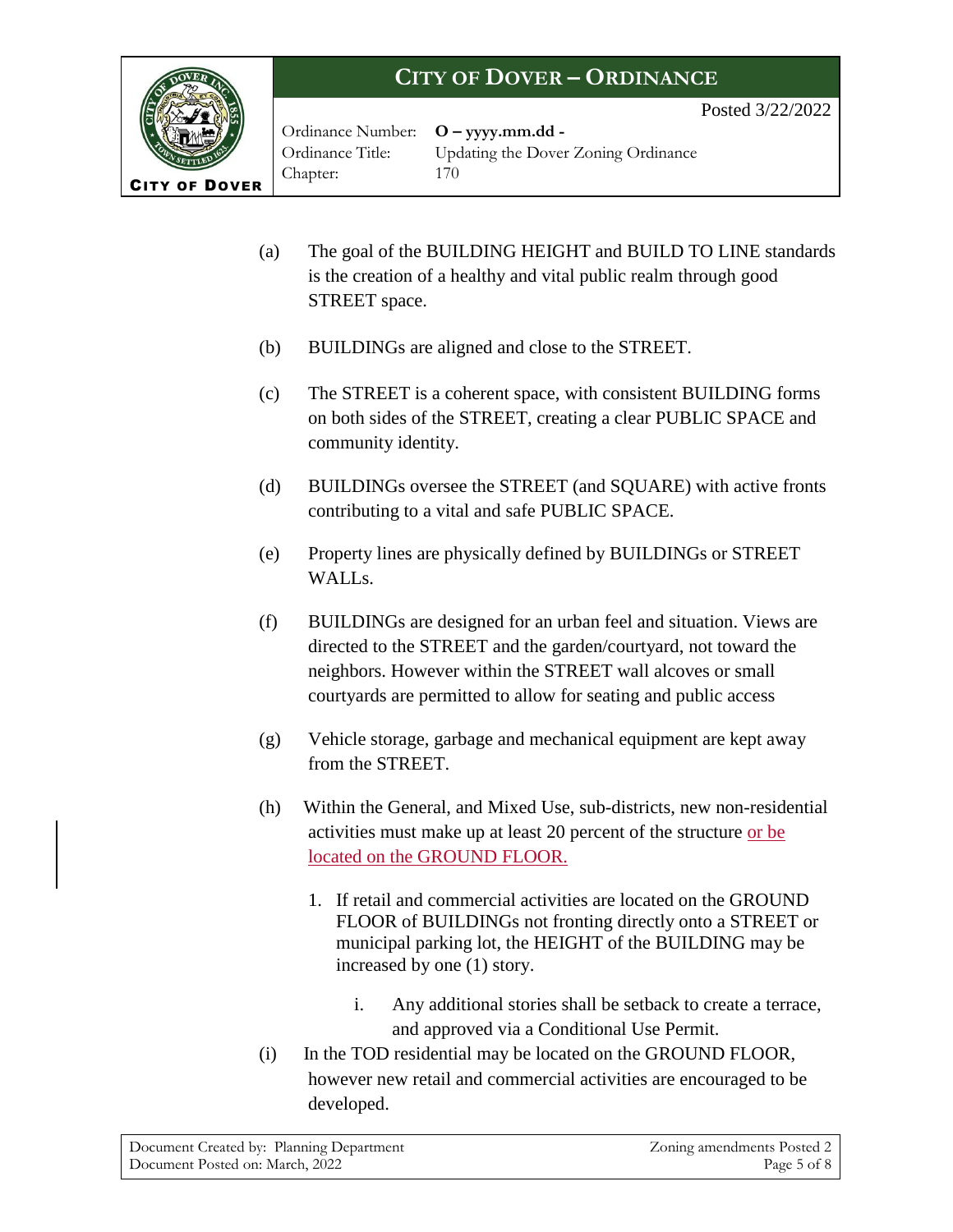(a) The goal of the BUILDING HEIGHT and BUILD TO LINE standards is the creation of a healthy and vital public realm through good STREET space.

(b) BUILDINGs are aligned and close to the STREET.

(c) The STREET is a coherent space, with consistent BUILDING forms on both sides of the STREET, creating a clear PUBLIC SPACE and community identity.

(d) BUILDINGs oversee the STREET (and SQUARE) with active fronts contributing to a vital and safe PUBLIC SPACE.

(e) Property lines are physically defined by BUILDINGs or STREET WALLs.

(f) BUILDINGs are designed for an urban feel and situation. Views are directed to the STREET and the garden/courtyard, not toward the neighbors. However within the STREET wall alcoves or small courtyards are permitted to allow for seating and public access

(g) Vehicle storage, garbage and mechanical equipment are kept away from the STREET.

(h) Within the General, and Mixed Use, sub-districts, new non-residential activities must make up at least 20 percent of the structure or be located on the GROUND FLOOR.

1. If retail and commercial activities are located on the GROUND FLOOR of BUILDINGs not fronting directly onto a STREET or municipal parking lot, the HEIGHT of the BUILDING may be increased by one (1) story.

   i. Any additional stories shall be setback to create a terrace, and approved via a Conditional Use Permit.

(i) In the TOD residential may be located on the GROUND FLOOR, however new retail and commercial activities are encouraged to be developed.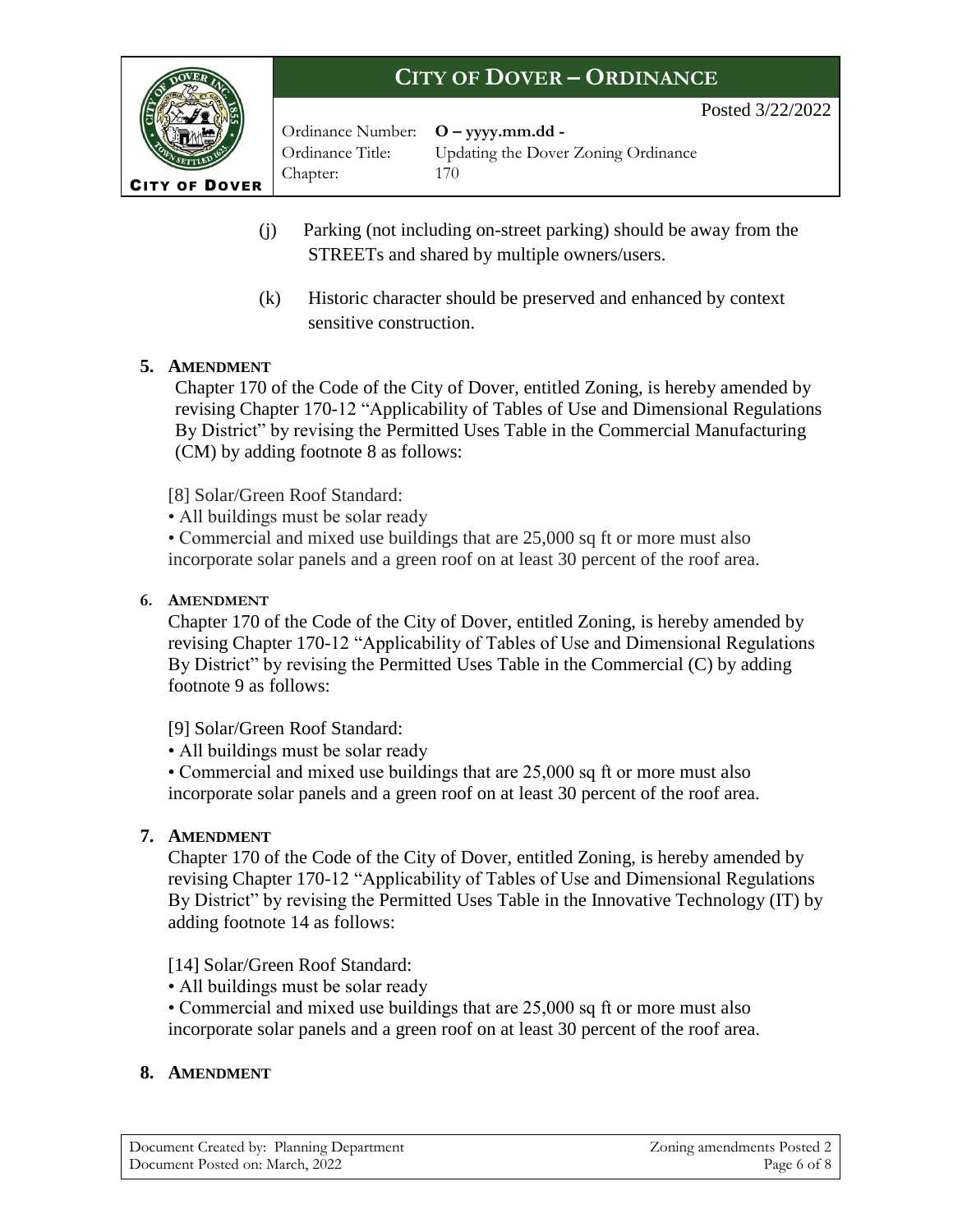(j) Parking (not including on-street parking) should be away from the STREETs and shared by multiple owners/users.

(k) Historic character should be preserved and enhanced by context sensitive construction.

**5. AMENDMENT**

Chapter 170 of the Code of the City of Dover, entitled Zoning, is hereby amended by revising Chapter 170-12 "Applicability of Tables of Use and Dimensional Regulations By District" by revising the Permitted Uses Table in the Commercial Manufacturing (CM) by adding footnote 8 as follows:

[8] Solar/Green Roof Standard:
- All buildings must be solar ready
- Commercial and mixed use buildings that are 25,000 sq ft or more must also incorporate solar panels and a green roof on at least 30 percent of the roof area.

**6. AMENDMENT**

Chapter 170 of the Code of the City of Dover, entitled Zoning, is hereby amended by revising Chapter 170-12 "Applicability of Tables of Use and Dimensional Regulations By District" by revising the Permitted Uses Table in the Commercial (C) by adding footnote 9 as follows:

[9] Solar/Green Roof Standard:
- All buildings must be solar ready
- Commercial and mixed use buildings that are 25,000 sq ft or more must also incorporate solar panels and a green roof on at least 30 percent of the roof area.

**7. AMENDMENT**

Chapter 170 of the Code of the City of Dover, entitled Zoning, is hereby amended by revising Chapter 170-12 "Applicability of Tables of Use and Dimensional Regulations By District" by revising the Permitted Uses Table in the Innovative Technology (IT) by adding footnote 14 as follows:

[14] Solar/Green Roof Standard:
- All buildings must be solar ready
- Commercial and mixed use buildings that are 25,000 sq ft or more must also incorporate solar panels and a green roof on at least 30 percent of the roof area.

**8. AMENDMENT**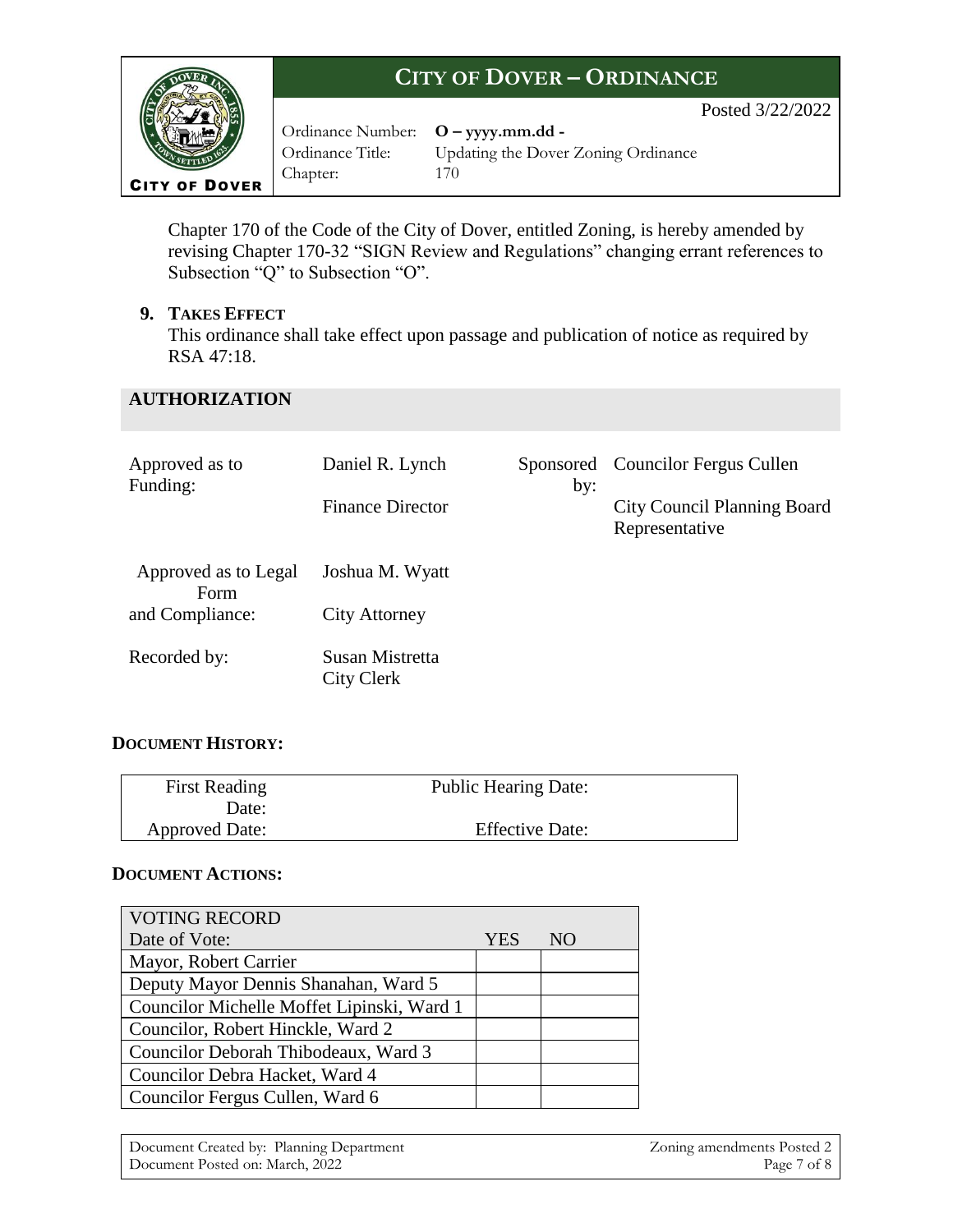Chapter 170 of the Code of the City of Dover, entitled Zoning, is hereby amended by revising Chapter 170-32 "SIGN Review and Regulations" changing errant references to Subsection "Q" to Subsection "O".

**9. TAKES EFFECT**

This ordinance shall take effect upon passage and publication of notice as required by RSA 47:18.

## AUTHORIZATION

| | | | |
|---|---|---|---|
| Approved as to Funding: | Daniel R. Lynch<br>Finance Director | Sponsored by: | Councilor Fergus Cullen<br>City Council Planning Board Representative |
| Approved as to Legal Form and Compliance: | Joshua M. Wyatt<br>City Attorney | | |
| Recorded by: | Susan Mistretta<br>City Clerk | | |

**DOCUMENT HISTORY:**

| | |
|---|---|
| First Reading Date: | Public Hearing Date: |
| Approved Date: | Effective Date: |

**DOCUMENT ACTIONS:**

| VOTING RECORD<br>Date of Vote: | YES | NO |
|---|---|---|
| Mayor, Robert Carrier | | |
| Deputy Mayor Dennis Shanahan, Ward 5 | | |
| Councilor Michelle Moffet Lipinski, Ward 1 | | |
| Councilor, Robert Hinckle, Ward 2 | | |
| Councilor Deborah Thibodeaux, Ward 3 | | |
| Councilor Debra Hacket, Ward 4 | | |
| Councilor Fergus Cullen, Ward 6 | | |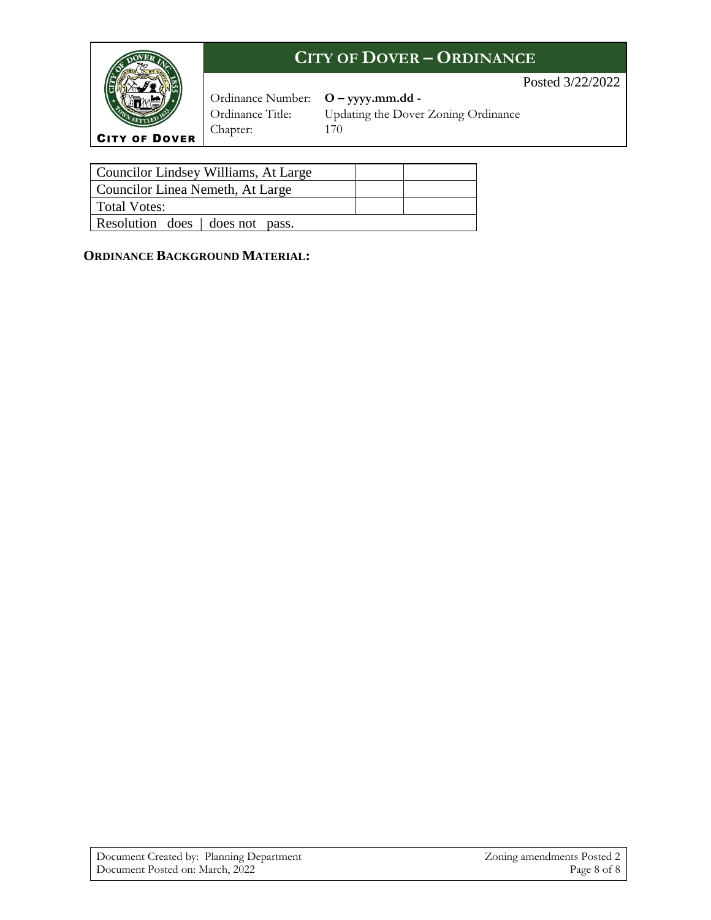| | | |
|---|---|---|
| Councilor Lindsey Williams, At Large | | |
| Councilor Linea Nemeth, At Large | | |
| Total Votes: | | |
| Resolution does \| does not pass. | | |

**ORDINANCE BACKGROUND MATERIAL:**